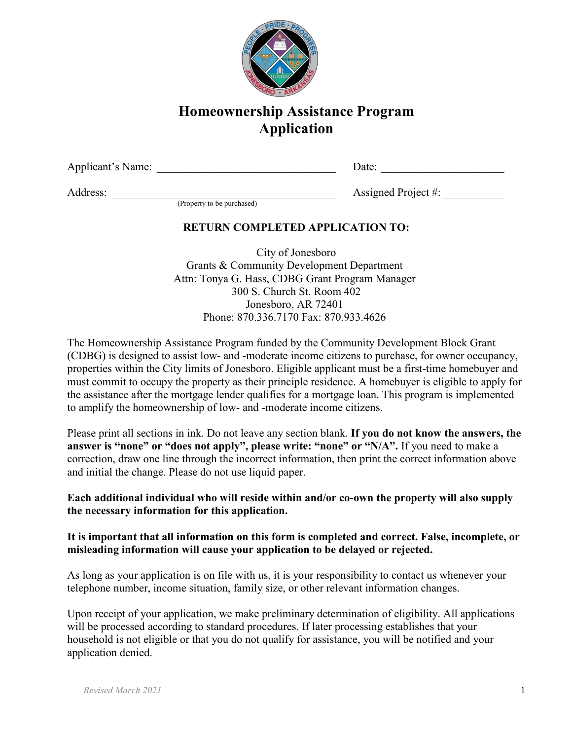# Homeownership Assistance Program Application

Applicant's Name: ________________________________ Date: ______________________

Address: ________________________________________ Assigned Project #: ___________
(Property to be purchased)

**RETURN COMPLETED APPLICATION TO:**

City of Jonesboro
Grants & Community Development Department
Attn: Tonya G. Hass, CDBG Grant Program Manager
300 S. Church St. Room 402
Jonesboro, AR 72401
Phone: 870.336.7170 Fax: 870.933.4626

The Homeownership Assistance Program funded by the Community Development Block Grant (CDBG) is designed to assist low- and -moderate income citizens to purchase, for owner occupancy, properties within the City limits of Jonesboro. Eligible applicant must be a first-time homebuyer and must commit to occupy the property as their principle residence. A homebuyer is eligible to apply for the assistance after the mortgage lender qualifies for a mortgage loan. This program is implemented to amplify the homeownership of low- and -moderate income citizens.

Please print all sections in ink. Do not leave any section blank. **If you do not know the answers, the answer is "none" or "does not apply", please write: "none" or "N/A".** If you need to make a correction, draw one line through the incorrect information, then print the correct information above and initial the change. Please do not use liquid paper.

**Each additional individual who will reside within and/or co-own the property will also supply the necessary information for this application.**

**It is important that all information on this form is completed and correct. False, incomplete, or misleading information will cause your application to be delayed or rejected.**

As long as your application is on file with us, it is your responsibility to contact us whenever your telephone number, income situation, family size, or other relevant information changes.

Upon receipt of your application, we make preliminary determination of eligibility. All applications will be processed according to standard procedures. If later processing establishes that your household is not eligible or that you do not qualify for assistance, you will be notified and your application denied.

*Revised March 2021*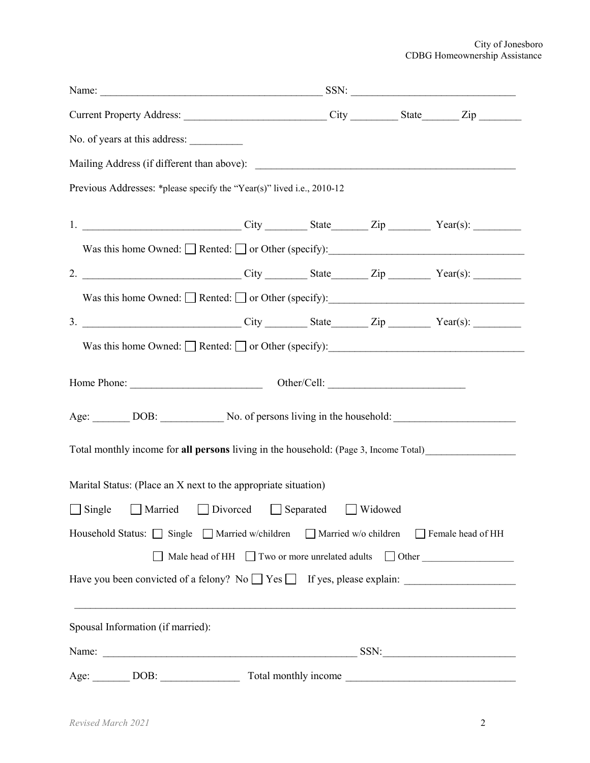Name: ________________________________________ SSN: ______________________________

Current Property Address: __________________________ City _________ State_______ Zip ________

No. of years at this address: __________

Mailing Address (if different than above): ______________________________________________

Previous Addresses: *please specify the "Year(s)" lived i.e., 2010-12

1. ____________________________ City ________ State_______ Zip ________ Year(s): _________

   Was this home Owned: ☐ Rented: ☐ or Other (specify):__________________________________

2. ____________________________ City ________ State_______ Zip ________ Year(s): _________

   Was this home Owned: ☐ Rented: ☐ or Other (specify):__________________________________

3. ____________________________ City ________ State_______ Zip ________ Year(s): _________

   Was this home Owned: ☐ Rented: ☐ or Other (specify):__________________________________

Home Phone: ________________________ Other/Cell: _________________________

Age: _______ DOB: ____________ No. of persons living in the household: ______________________

Total monthly income for **all persons** living in the household: (Page 3, Income Total)_________________

Marital Status: (Place an X next to the appropriate situation)

☐ Single ☐ Married ☐ Divorced ☐ Separated ☐ Widowed

Household Status: ☐ Single ☐ Married w/children ☐ Married w/o children ☐ Female head of HH

☐ Male head of HH ☐ Two or more unrelated adults ☐ Other __________________

Have you been convicted of a felony? No ☐ Yes ☐ If yes, please explain: ____________________

_____________________________________________________________________________

Spousal Information (if married):

Name: _______________________________________________ SSN:________________________

Age: _______ DOB: _______________ Total monthly income _______________________________

*Revised March 2021*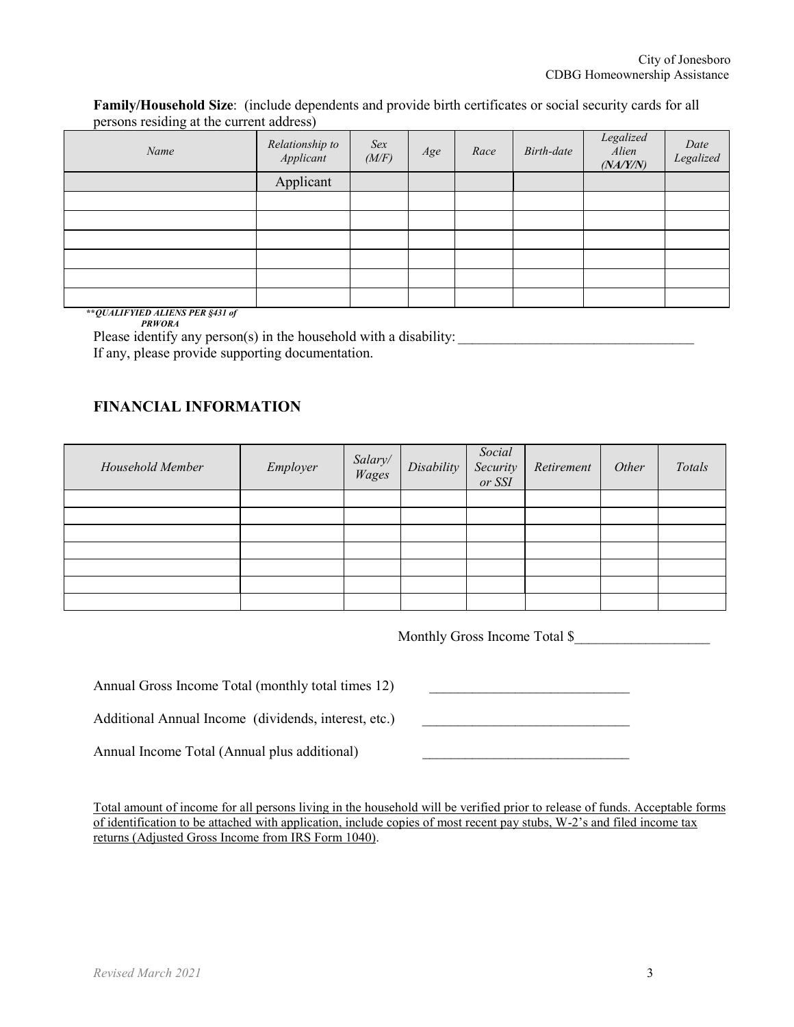**Family/Household Size**: (include dependents and provide birth certificates or social security cards for all persons residing at the current address)

| *Name* | *Relationship to Applicant* | *Sex (M/F)* | *Age* | *Race* | *Birth-date* | *Legalized Alien **(NA/Y/N)*** | *Date Legalized* |
|---|---|---|---|---|---|---|---|
| | Applicant | | | | | | |
| | | | | | | | |
| | | | | | | | |
| | | | | | | | |
| | | | | | | | |
| | | | | | | | |
| | | | | | | | |

***\*\*QUALIFYIED ALIENS PER §431 of PRWORA***

Please identify any person(s) in the household with a disability: ___________________________________

If any, please provide supporting documentation.

## FINANCIAL INFORMATION

| *Household Member* | *Employer* | *Salary/ Wages* | *Disability* | *Social Security or SSI* | *Retirement* | *Other* | *Totals* |
|---|---|---|---|---|---|---|---|
| | | | | | | | |
| | | | | | | | |
| | | | | | | | |
| | | | | | | | |
| | | | | | | | |
| | | | | | | | |
| | | | | | | | |

Monthly Gross Income Total $___________________

Annual Gross Income Total (monthly total times 12) ____________________________

Additional Annual Income (dividends, interest, etc.) ______________________________

Annual Income Total (Annual plus additional) ______________________________

<u>Total amount of income for all persons living in the household will be verified prior to release of funds. Acceptable forms of identification to be attached with application, include copies of most recent pay stubs, W-2's and filed income tax returns (Adjusted Gross Income from IRS Form 1040)</u>.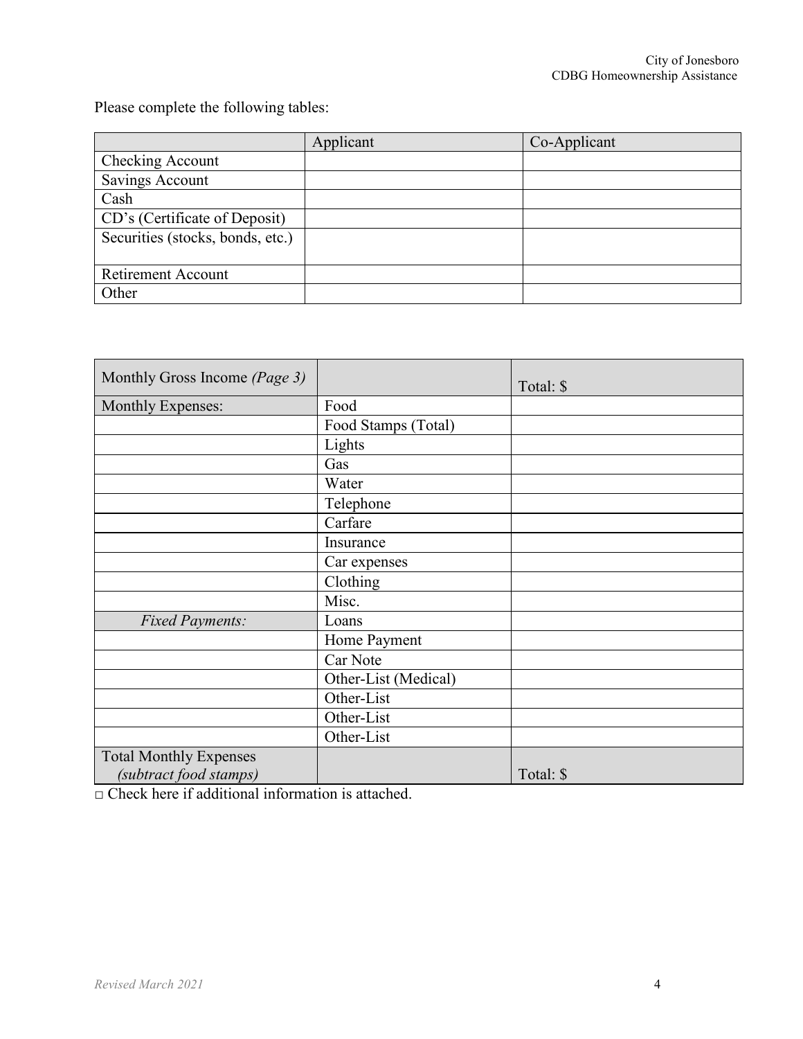Please complete the following tables:

| | Applicant | Co-Applicant |
|---|---|---|
| Checking Account | | |
| Savings Account | | |
| Cash | | |
| CD's (Certificate of Deposit) | | |
| Securities (stocks, bonds, etc.) | | |
| Retirement Account | | |
| Other | | |

| Monthly Gross Income *(Page 3)* | | Total: $ |
|---|---|---|
| Monthly Expenses: | Food | |
| | Food Stamps (Total) | |
| | Lights | |
| | Gas | |
| | Water | |
| | Telephone | |
| | Carfare | |
| | Insurance | |
| | Car expenses | |
| | Clothing | |
| | Misc. | |
| *Fixed Payments:* | Loans | |
| | Home Payment | |
| | Car Note | |
| | Other-List (Medical) | |
| | Other-List | |
| | Other-List | |
| | Other-List | |
| Total Monthly Expenses *(subtract food stamps)* | | Total: $ |

□ Check here if additional information is attached.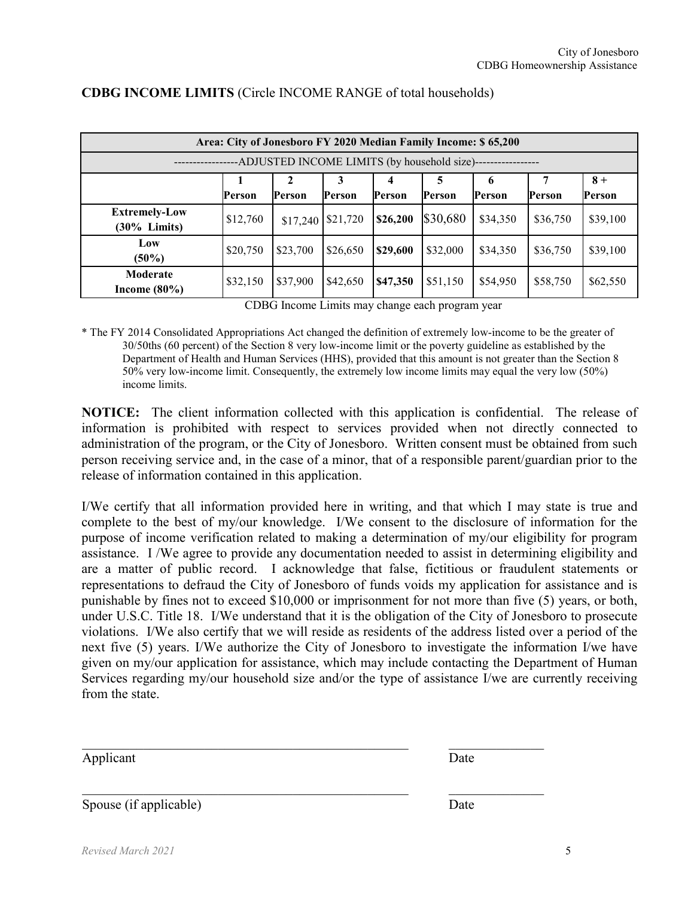**CDBG INCOME LIMITS** (Circle INCOME RANGE of total households)

| Area: City of Jonesboro FY 2020 Median Family Income: $ 65,200 | | | | | | | | |
|---|---|---|---|---|---|---|---|---|
| -----------------ADJUSTED INCOME LIMITS (by household size)----------------- | | | | | | | | |
| | 1 Person | 2 Person | 3 Person | 4 Person | 5 Person | 6 Person | 7 Person | 8 + Person |
| **Extremely-Low (30% Limits)** | $12,760 | $17,240 | $21,720 | **$26,200** | $30,680 | $34,350 | $36,750 | $39,100 |
| **Low (50%)** | $20,750 | $23,700 | $26,650 | **$29,600** | $32,000 | $34,350 | $36,750 | $39,100 |
| **Moderate Income (80%)** | $32,150 | $37,900 | $42,650 | **$47,350** | $51,150 | $54,950 | $58,750 | $62,550 |

CDBG Income Limits may change each program year

\* The FY 2014 Consolidated Appropriations Act changed the definition of extremely low-income to be the greater of 30/50ths (60 percent) of the Section 8 very low-income limit or the poverty guideline as established by the Department of Health and Human Services (HHS), provided that this amount is not greater than the Section 8 50% very low-income limit. Consequently, the extremely low income limits may equal the very low (50%) income limits.

**NOTICE:** The client information collected with this application is confidential. The release of information is prohibited with respect to services provided when not directly connected to administration of the program, or the City of Jonesboro. Written consent must be obtained from such person receiving service and, in the case of a minor, that of a responsible parent/guardian prior to the release of information contained in this application.

I/We certify that all information provided here in writing, and that which I may state is true and complete to the best of my/our knowledge. I/We consent to the disclosure of information for the purpose of income verification related to making a determination of my/our eligibility for program assistance. I /We agree to provide any documentation needed to assist in determining eligibility and are a matter of public record. I acknowledge that false, fictitious or fraudulent statements or representations to defraud the City of Jonesboro of funds voids my application for assistance and is punishable by fines not to exceed $10,000 or imprisonment for not more than five (5) years, or both, under U.S.C. Title 18. I/We understand that it is the obligation of the City of Jonesboro to prosecute violations. I/We also certify that we will reside as residents of the address listed over a period of the next five (5) years. I/We authorize the City of Jonesboro to investigate the information I/we have given on my/our application for assistance, which may include contacting the Department of Human Services regarding my/our household size and/or the type of assistance I/we are currently receiving from the state.

\_\_\_\_\_\_\_\_\_\_\_\_\_\_\_\_\_\_\_\_\_\_\_\_\_\_\_\_\_\_\_\_\_\_\_\_\_\_\_\_ \_\_\_\_\_\_\_\_\_\_\_\_\_\_

Applicant Date

\_\_\_\_\_\_\_\_\_\_\_\_\_\_\_\_\_\_\_\_\_\_\_\_\_\_\_\_\_\_\_\_\_\_\_\_\_\_\_\_ \_\_\_\_\_\_\_\_\_\_\_\_\_\_

Spouse (if applicable) Date

*Revised March 2021*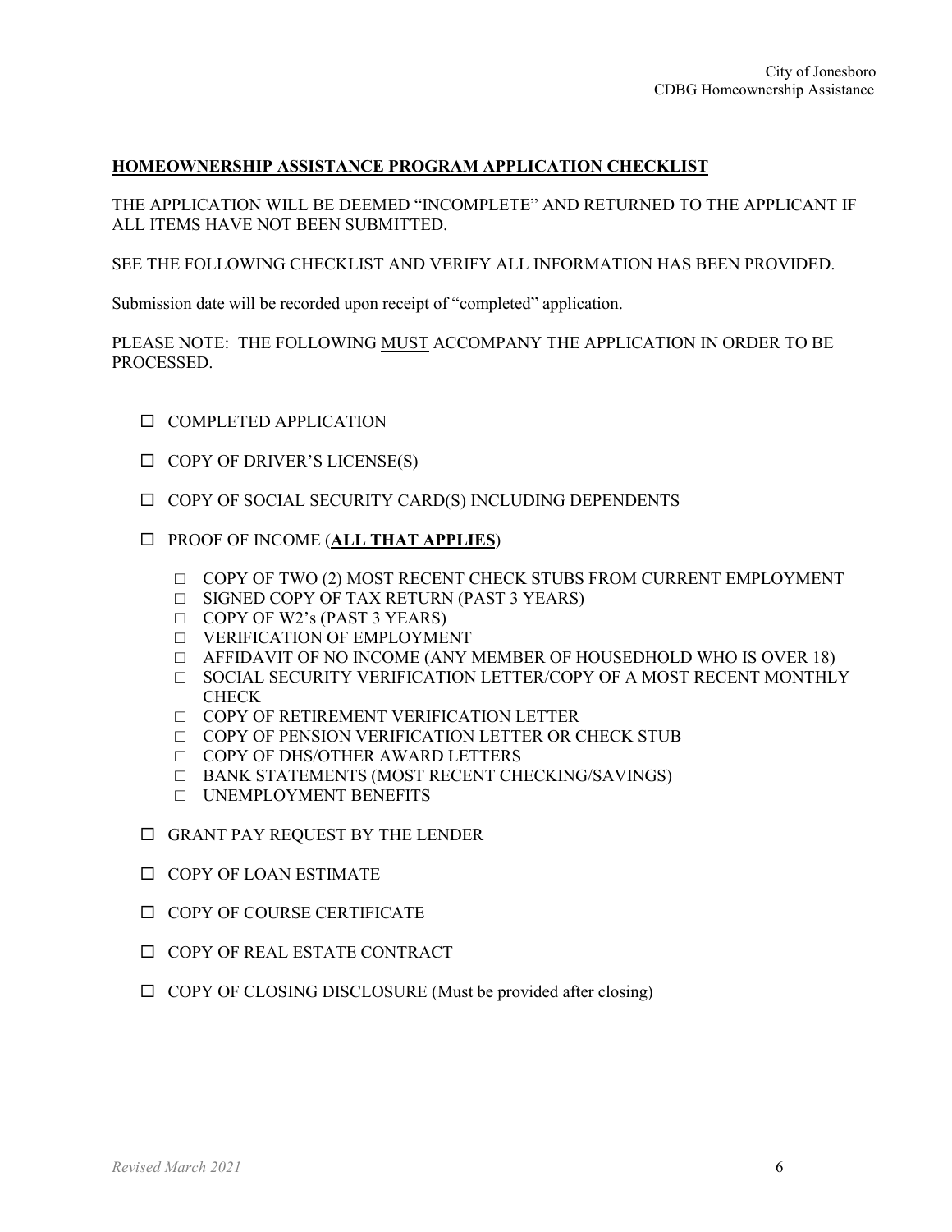## HOMEOWNERSHIP ASSISTANCE PROGRAM APPLICATION CHECKLIST

THE APPLICATION WILL BE DEEMED "INCOMPLETE" AND RETURNED TO THE APPLICANT IF ALL ITEMS HAVE NOT BEEN SUBMITTED.

SEE THE FOLLOWING CHECKLIST AND VERIFY ALL INFORMATION HAS BEEN PROVIDED.

Submission date will be recorded upon receipt of "completed" application.

PLEASE NOTE: THE FOLLOWING MUST ACCOMPANY THE APPLICATION IN ORDER TO BE PROCESSED.

- ☐ COMPLETED APPLICATION
- ☐ COPY OF DRIVER'S LICENSE(S)
- ☐ COPY OF SOCIAL SECURITY CARD(S) INCLUDING DEPENDENTS
- ☐ PROOF OF INCOME (**ALL THAT APPLIES**)
  - ☐ COPY OF TWO (2) MOST RECENT CHECK STUBS FROM CURRENT EMPLOYMENT
  - ☐ SIGNED COPY OF TAX RETURN (PAST 3 YEARS)
  - ☐ COPY OF W2's (PAST 3 YEARS)
  - ☐ VERIFICATION OF EMPLOYMENT
  - ☐ AFFIDAVIT OF NO INCOME (ANY MEMBER OF HOUSEDHOLD WHO IS OVER 18)
  - ☐ SOCIAL SECURITY VERIFICATION LETTER/COPY OF A MOST RECENT MONTHLY CHECK
  - ☐ COPY OF RETIREMENT VERIFICATION LETTER
  - ☐ COPY OF PENSION VERIFICATION LETTER OR CHECK STUB
  - ☐ COPY OF DHS/OTHER AWARD LETTERS
  - ☐ BANK STATEMENTS (MOST RECENT CHECKING/SAVINGS)
  - ☐ UNEMPLOYMENT BENEFITS
- ☐ GRANT PAY REQUEST BY THE LENDER
- ☐ COPY OF LOAN ESTIMATE
- ☐ COPY OF COURSE CERTIFICATE
- ☐ COPY OF REAL ESTATE CONTRACT
- ☐ COPY OF CLOSING DISCLOSURE (Must be provided after closing)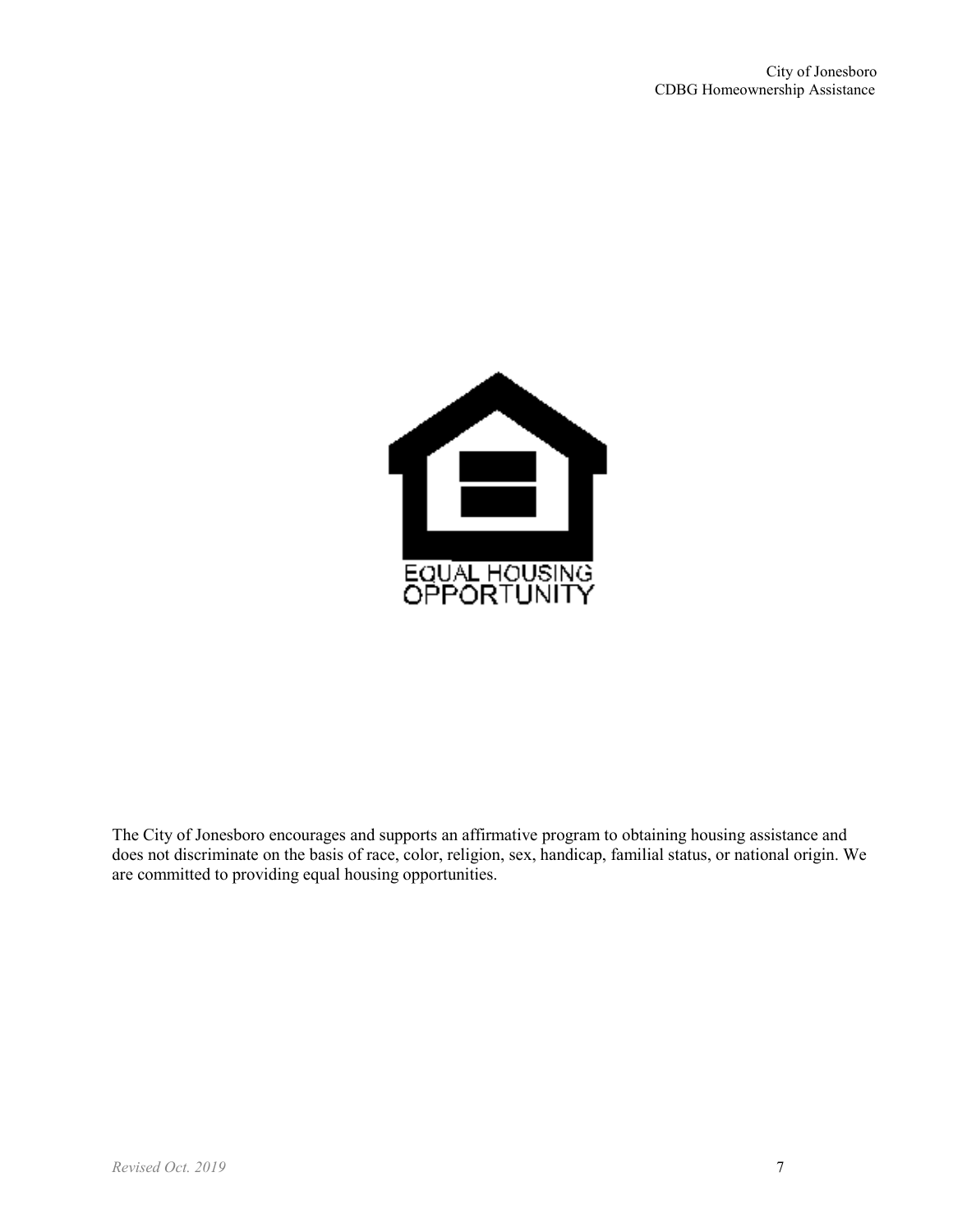EQUAL HOUSING
OPPORTUNITY

The City of Jonesboro encourages and supports an affirmative program to obtaining housing assistance and does not discriminate on the basis of race, color, religion, sex, handicap, familial status, or national origin. We are committed to providing equal housing opportunities.